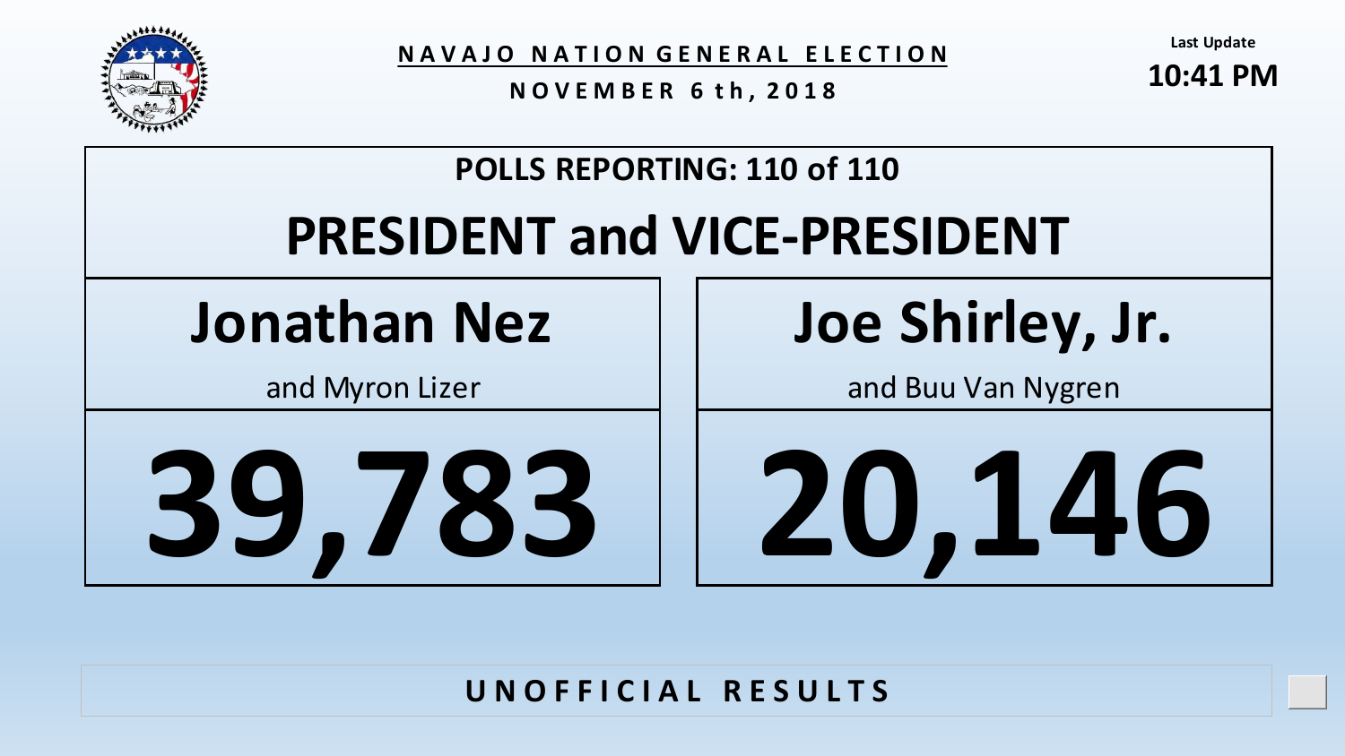# NAVAJO NATION GENERAL ELECTION

**NOVEMBER 6th, 2018**

Last Update
**10:41 PM**

## POLLS REPORTING: 110 of 110

## PRESIDENT and VICE-PRESIDENT

| Jonathan Nez and Myron Lizer | Joe Shirley, Jr. and Buu Van Nygren |
|---|---|
| **39,783** | **20,146** |

**UNOFFICIAL RESULTS**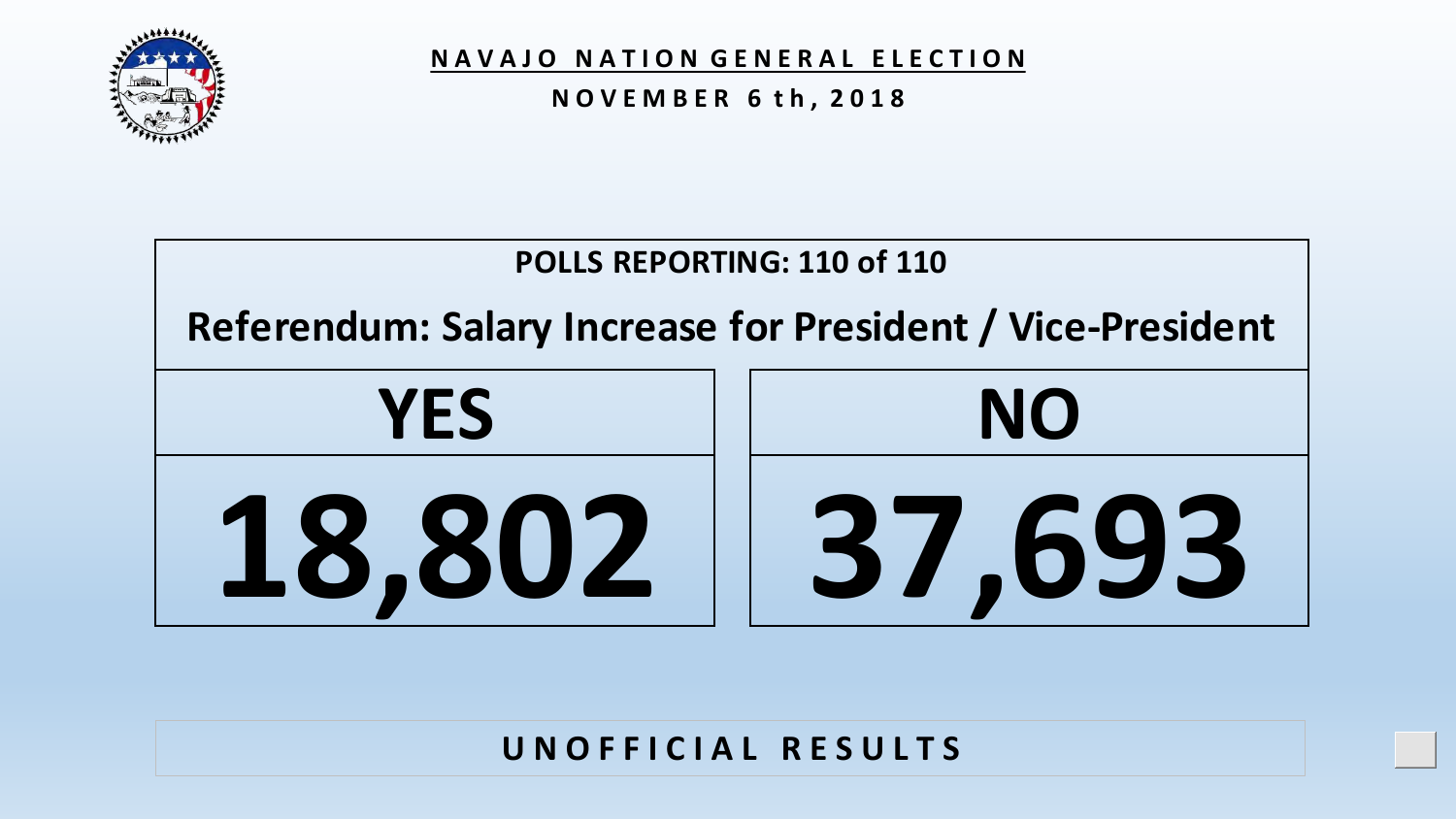# NAVAJO NATION GENERAL ELECTION

**NOVEMBER 6th, 2018**

**POLLS REPORTING: 110 of 110**

## Referendum: Salary Increase for President / Vice-President

| YES | NO |
|---|---|
| **18,802** | **37,693** |

**UNOFFICIAL RESULTS**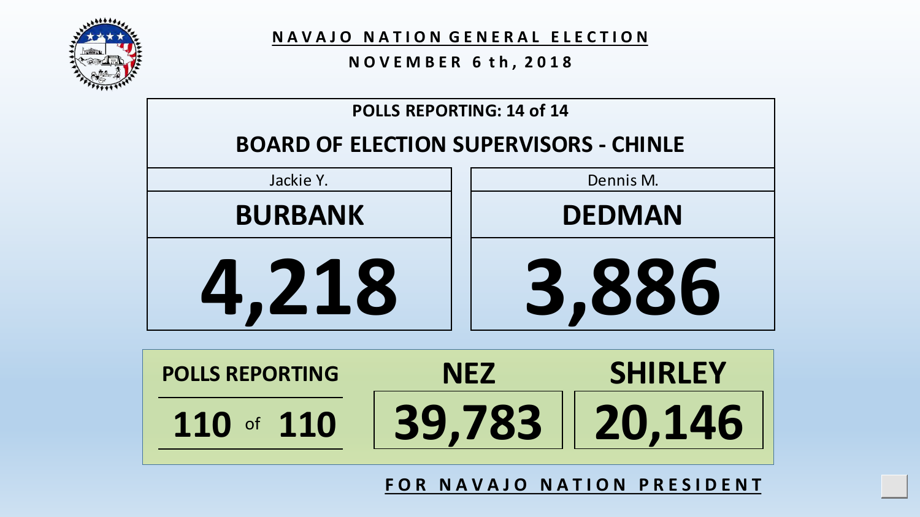# NAVAJO NATION GENERAL ELECTION

## NOVEMBER 6th, 2018

**POLLS REPORTING: 14 of 14**

## BOARD OF ELECTION SUPERVISORS - CHINLE

| Jackie Y. **BURBANK** | Dennis M. **DEDMAN** |
| --- | --- |
| **4,218** | **3,886** |

| POLLS REPORTING | NEZ | SHIRLEY |
| --- | --- | --- |
| **110** of **110** | **39,783** | **20,146** |

**FOR NAVAJO NATION PRESIDENT**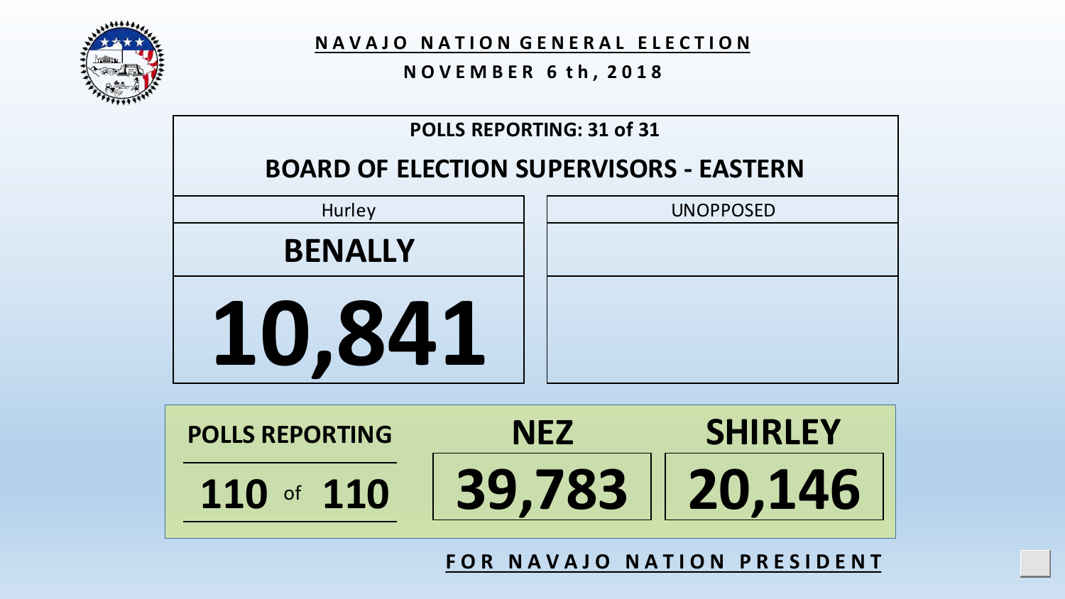**NAVAJO NATION GENERAL ELECTION**

**NOVEMBER 6th, 2018**

**POLLS REPORTING: 31 of 31**

## BOARD OF ELECTION SUPERVISORS - EASTERN

| Hurley | UNOPPOSED |
|---|---|
| **BENALLY** | |
| **10,841** | |

| POLLS REPORTING | NEZ | SHIRLEY |
|---|---|---|
| 110 of 110 | 39,783 | 20,146 |

**FOR NAVAJO NATION PRESIDENT**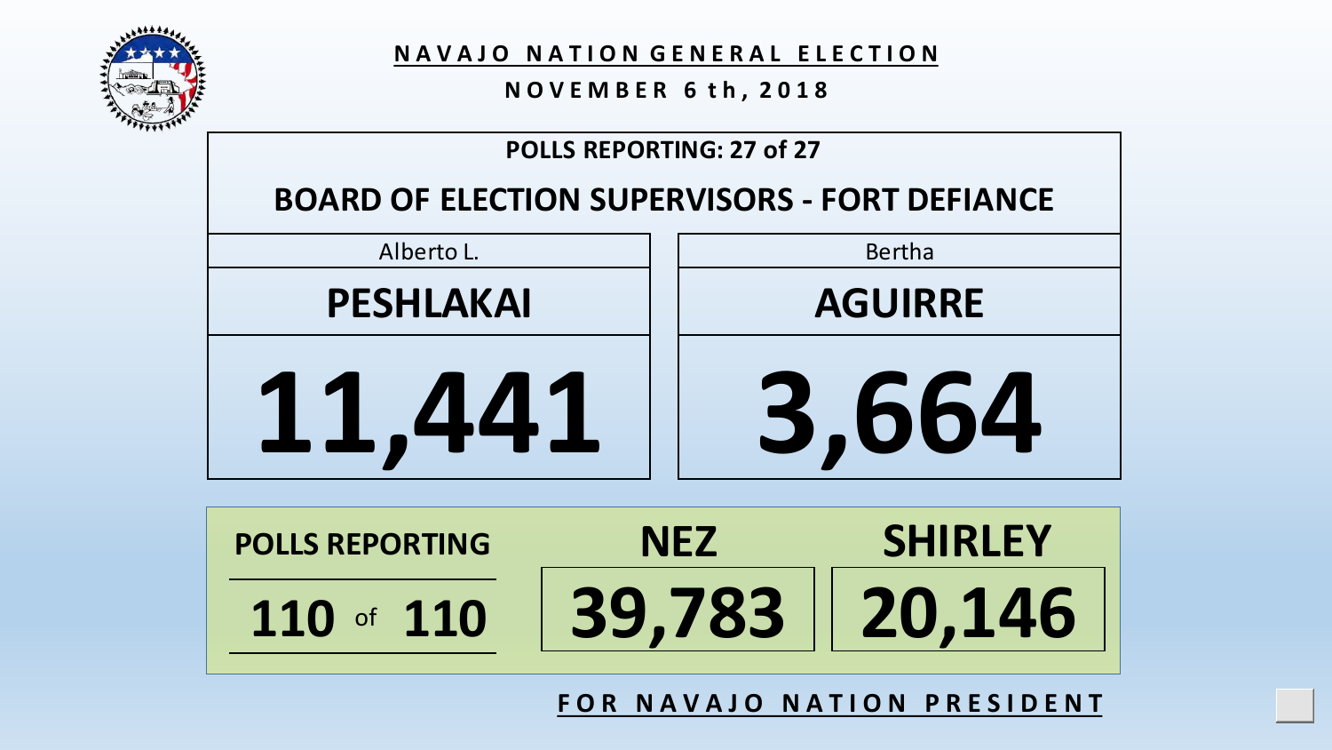# NAVAJO NATION GENERAL ELECTION

**NOVEMBER 6th, 2018**

**POLLS REPORTING: 27 of 27**

## BOARD OF ELECTION SUPERVISORS - FORT DEFIANCE

| Alberto L. PESHLAKAI | Bertha AGUIRRE |
|---|---|
| 11,441 | 3,664 |

| POLLS REPORTING | NEZ | SHIRLEY |
|---|---|---|
| 110 of 110 | 39,783 | 20,146 |

**FOR NAVAJO NATION PRESIDENT**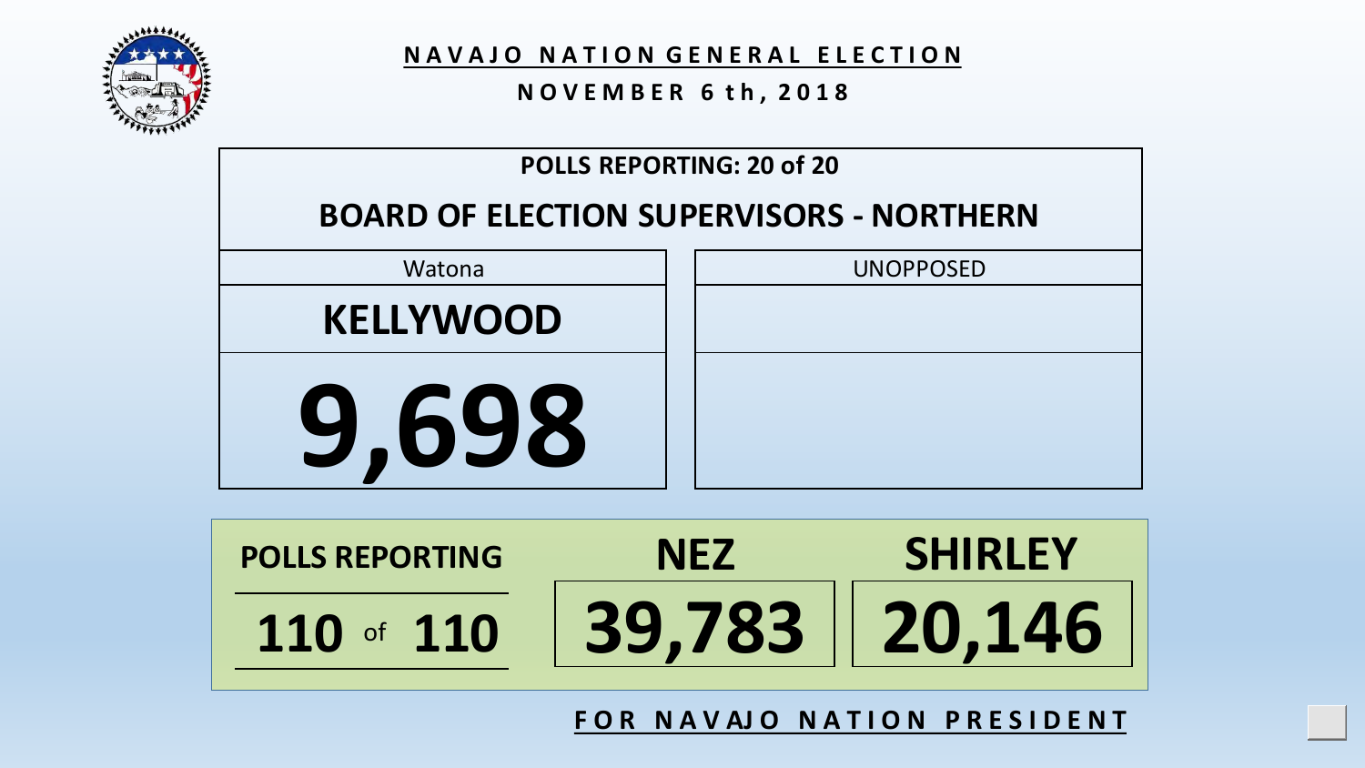## NAVAJO NATION GENERAL ELECTION

**NOVEMBER 6th, 2018**

**POLLS REPORTING: 20 of 20**

### BOARD OF ELECTION SUPERVISORS - NORTHERN

| Watona | UNOPPOSED |
|---|---|
| **KELLYWOOD** | |
| **9,698** | |

| POLLS REPORTING | NEZ | SHIRLEY |
|---|---|---|
| **110** of **110** | **39,783** | **20,146** |

**FOR NAVAJO NATION PRESIDENT**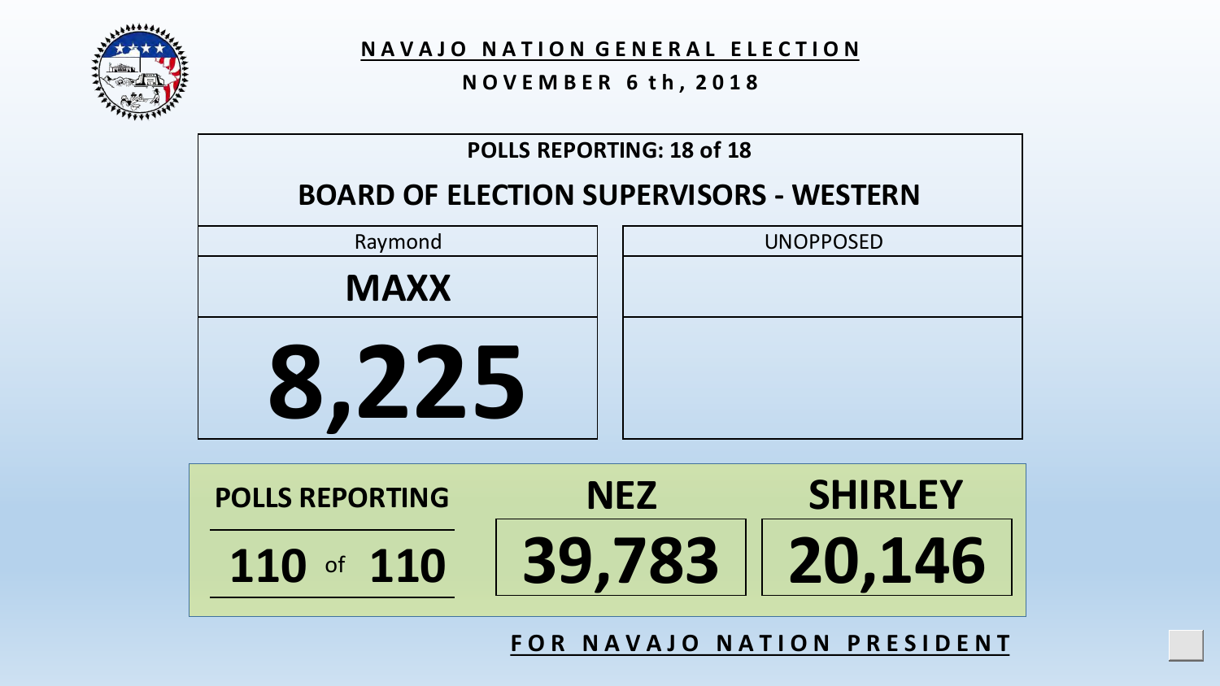# NAVAJO NATION GENERAL ELECTION

**NOVEMBER 6th, 2018**

**POLLS REPORTING: 18 of 18**

## BOARD OF ELECTION SUPERVISORS - WESTERN

| Raymond | UNOPPOSED |
|---|---|
| **MAXX** | |
| **8,225** | |

| POLLS REPORTING | NEZ | SHIRLEY |
|---|---|---|
| **110** of **110** | **39,783** | **20,146** |

**FOR NAVAJO NATION PRESIDENT**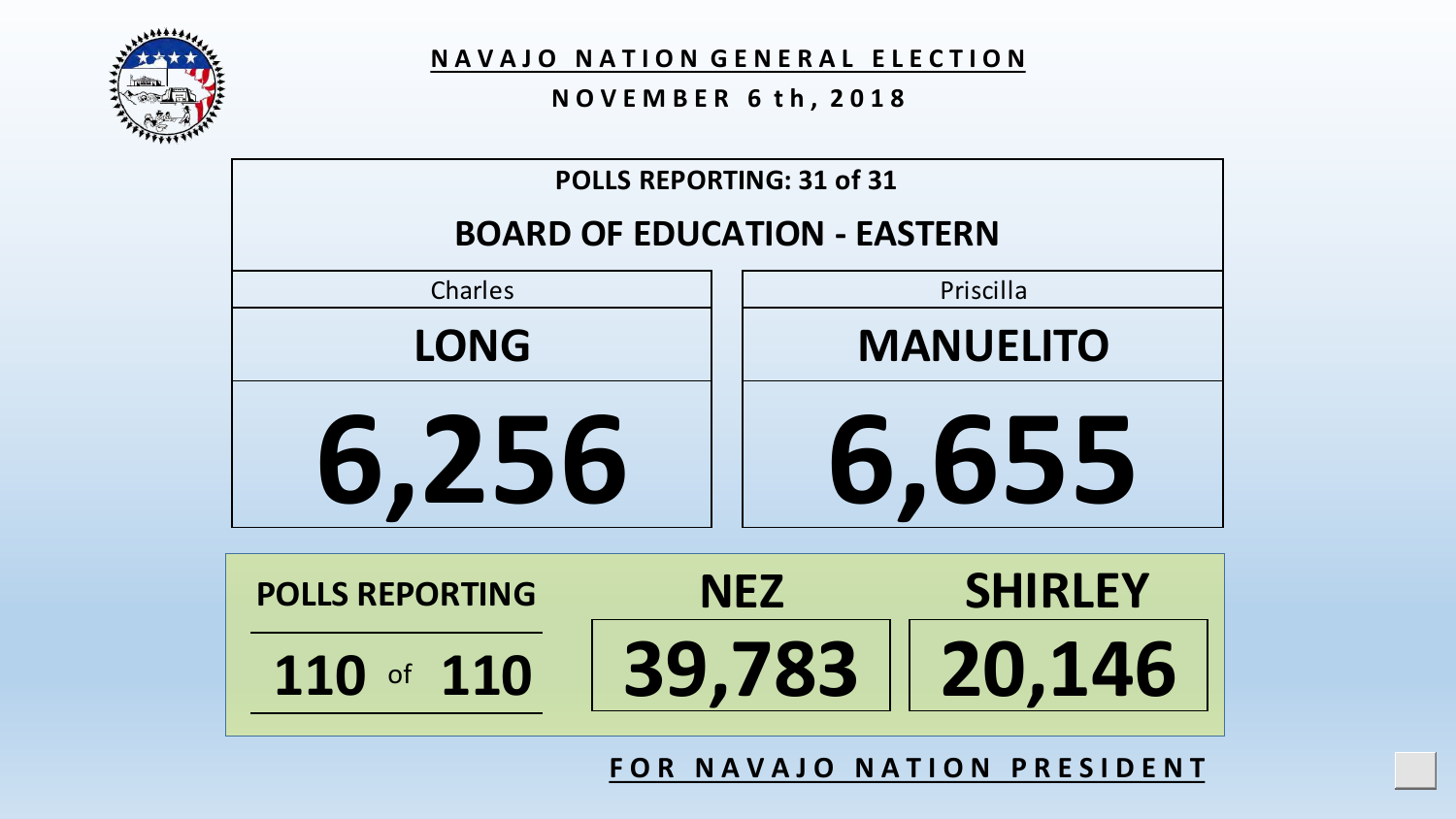## NAVAJO NATION GENERAL ELECTION

**NOVEMBER 6th, 2018**

**POLLS REPORTING: 31 of 31**

### BOARD OF EDUCATION - EASTERN

| Charles LONG | Priscilla MANUELITO |
| --- | --- |
| 6,256 | 6,655 |

| POLLS REPORTING | NEZ | SHIRLEY |
| --- | --- | --- |
| 110 of 110 | 39,783 | 20,146 |

**FOR NAVAJO NATION PRESIDENT**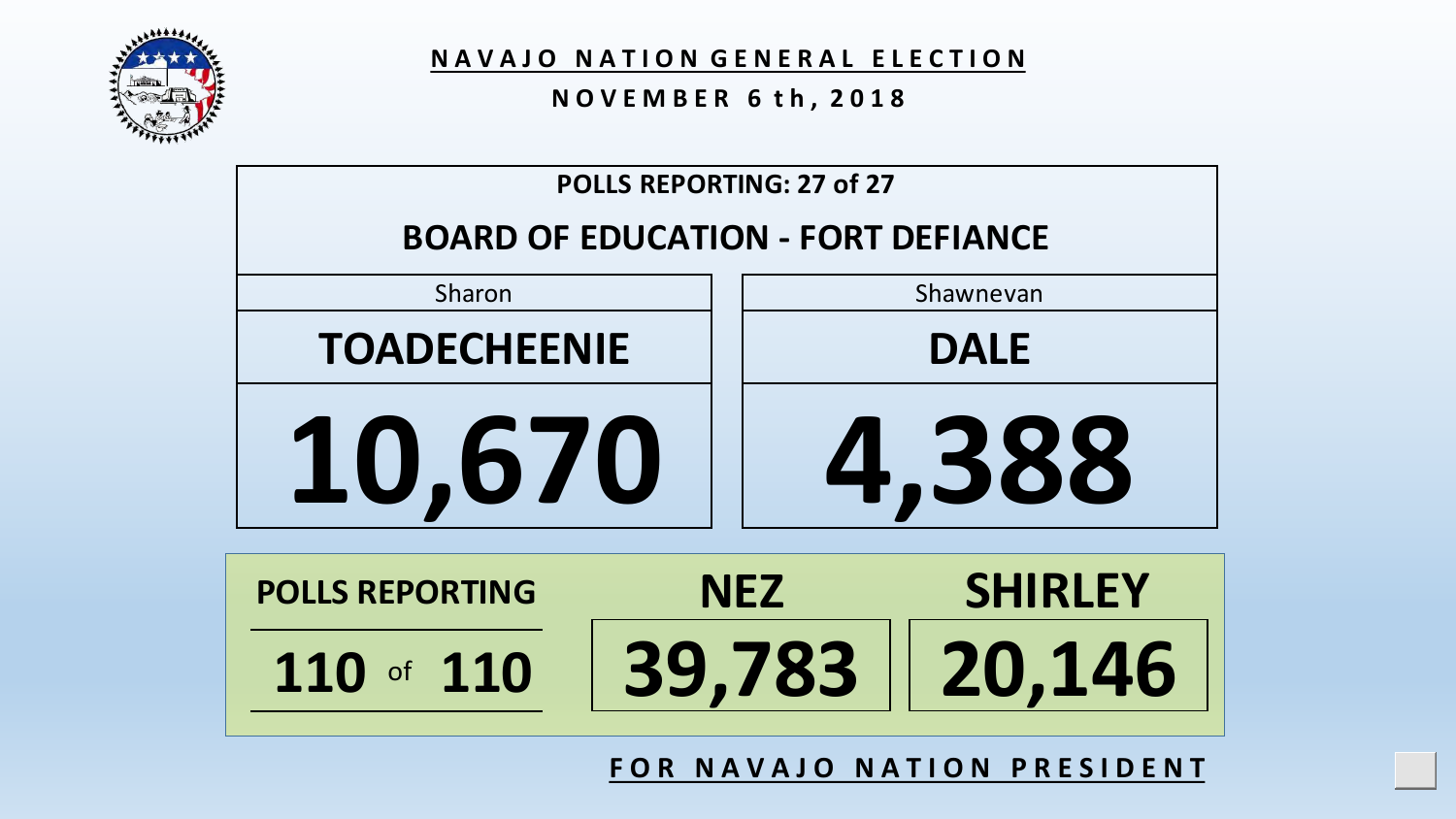**NAVAJO NATION GENERAL ELECTION**

**NOVEMBER 6th, 2018**

| POLLS REPORTING: 27 of 27 | |
|---|---|
| **BOARD OF EDUCATION - FORT DEFIANCE** | |
| Sharon | Shawnevan |
| **TOADECHEENIE** | **DALE** |
| **10,670** | **4,388** |

| POLLS REPORTING | NEZ | SHIRLEY |
|---|---|---|
| 110 of 110 | 39,783 | 20,146 |

**FOR NAVAJO NATION PRESIDENT**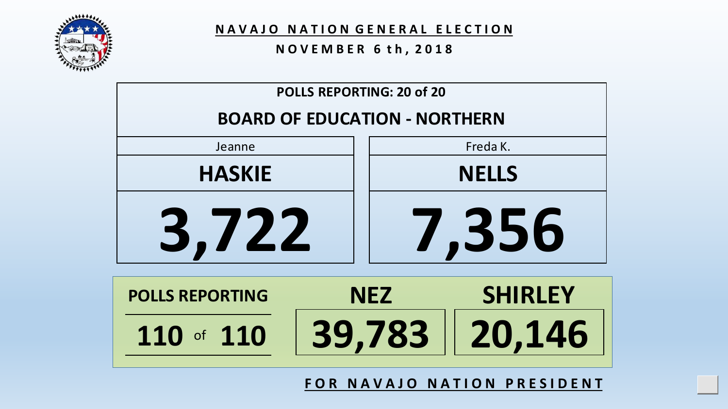## NAVAJO NATION GENERAL ELECTION

**NOVEMBER 6th, 2018**

**POLLS REPORTING: 20 of 20**

### BOARD OF EDUCATION - NORTHERN

| Jeanne | Freda K. |
| --- | --- |
| **HASKIE** | **NELLS** |
| **3,722** | **7,356** |

| POLLS REPORTING | NEZ | SHIRLEY |
| --- | --- | --- |
| **110** of **110** | **39,783** | **20,146** |

**FOR NAVAJO NATION PRESIDENT**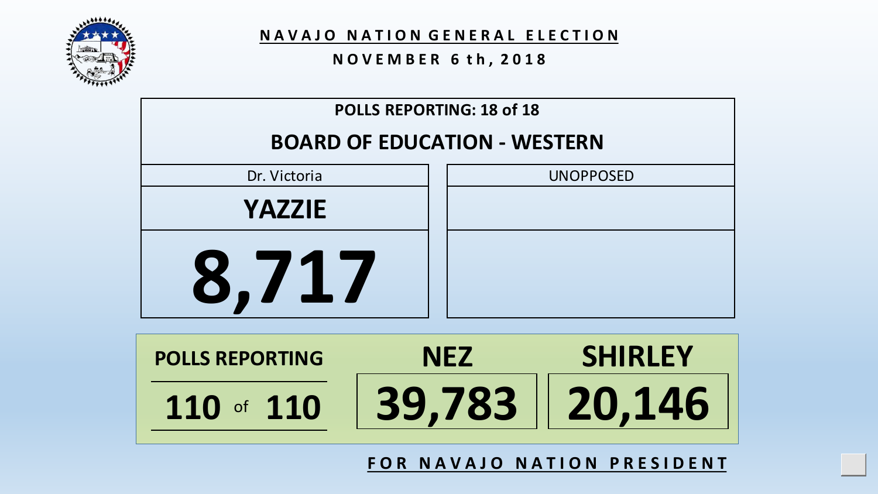## NAVAJO NATION GENERAL ELECTION

**NOVEMBER 6th, 2018**

**POLLS REPORTING: 18 of 18**

### BOARD OF EDUCATION - WESTERN

| Dr. Victoria | UNOPPOSED |
| --- | --- |
| **YAZZIE** | |
| **8,717** | |

| POLLS REPORTING | NEZ | SHIRLEY |
| --- | --- | --- |
| **110** of **110** | **39,783** | **20,146** |

**FOR NAVAJO NATION PRESIDENT**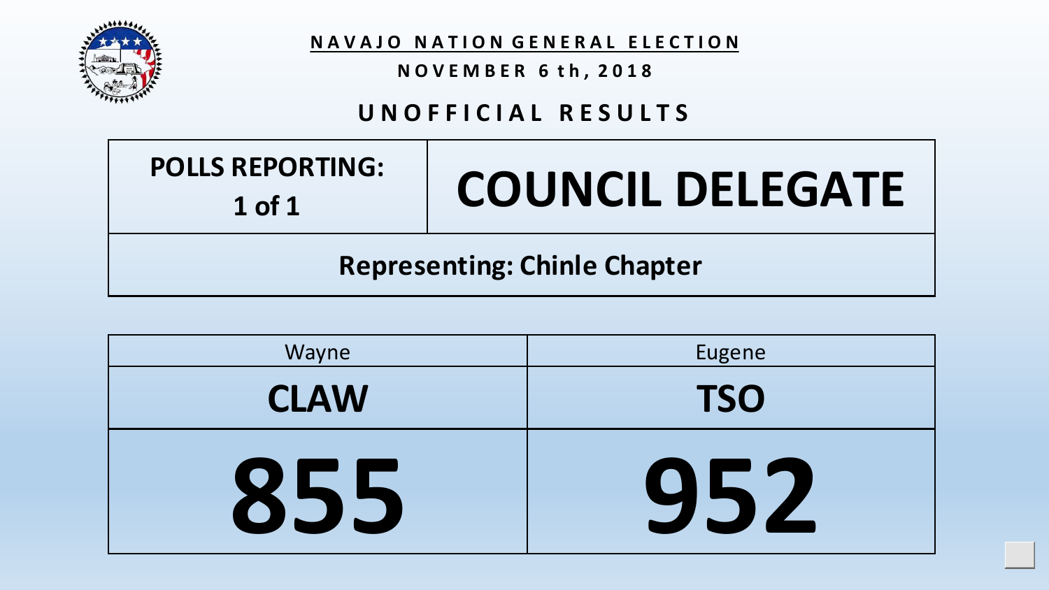**NAVAJO NATION GENERAL ELECTION**

**NOVEMBER 6th, 2018**

## UNOFFICIAL RESULTS

| POLLS REPORTING: 1 of 1 | COUNCIL DELEGATE |
|---|---|
| **Representing: Chinle Chapter** | |

| Wayne | Eugene |
|---|---|
| **CLAW** | **TSO** |
| **855** | **952** |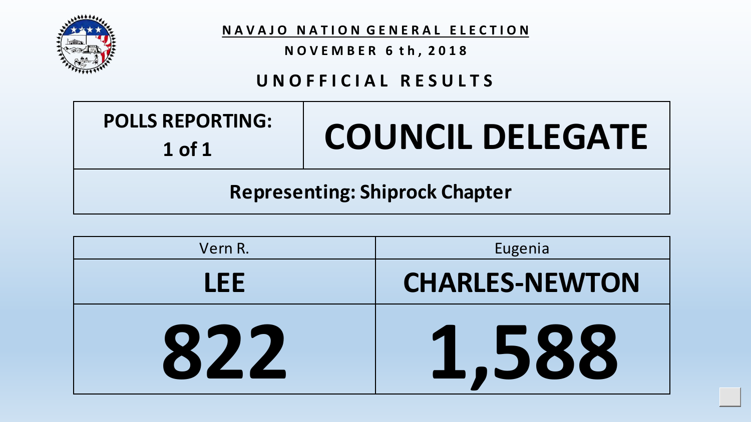**NAVAJO NATION GENERAL ELECTION**

**NOVEMBER 6th, 2018**

## UNOFFICIAL RESULTS

| POLLS REPORTING: 1 of 1 | COUNCIL DELEGATE |
|---|---|
| Representing: Shiprock Chapter | |

| Vern R. | Eugenia |
|---|---|
| **LEE** | **CHARLES-NEWTON** |
| **822** | **1,588** |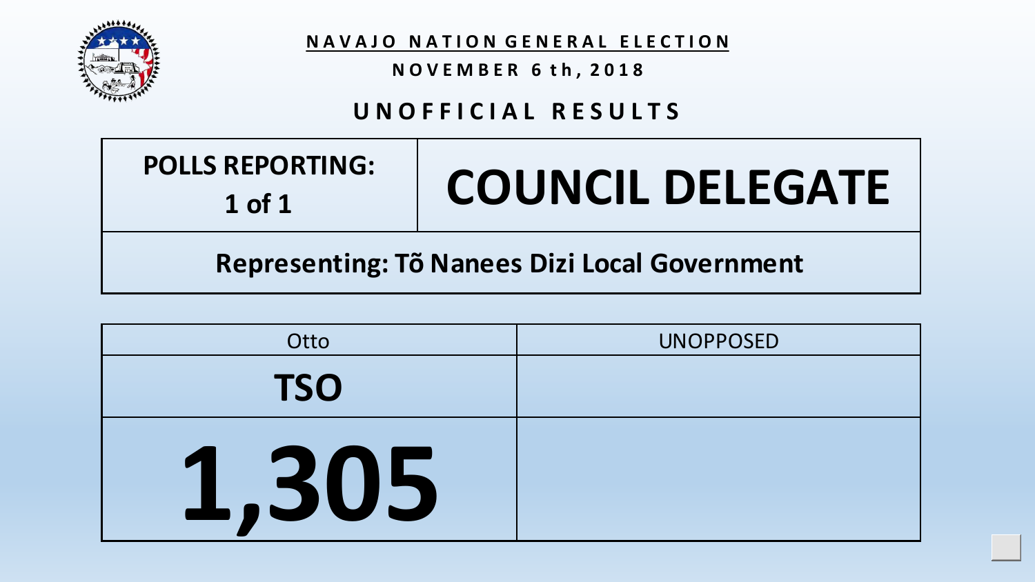**NAVAJO NATION GENERAL ELECTION**

**NOVEMBER 6th, 2018**

## UNOFFICIAL RESULTS

| POLLS REPORTING: 1 of 1 | COUNCIL DELEGATE |
| --- | --- |
| Representing: Tõ Nanees Dizi Local Government | |

| Otto | UNOPPOSED |
| --- | --- |
| **TSO** | |
| **1,305** | |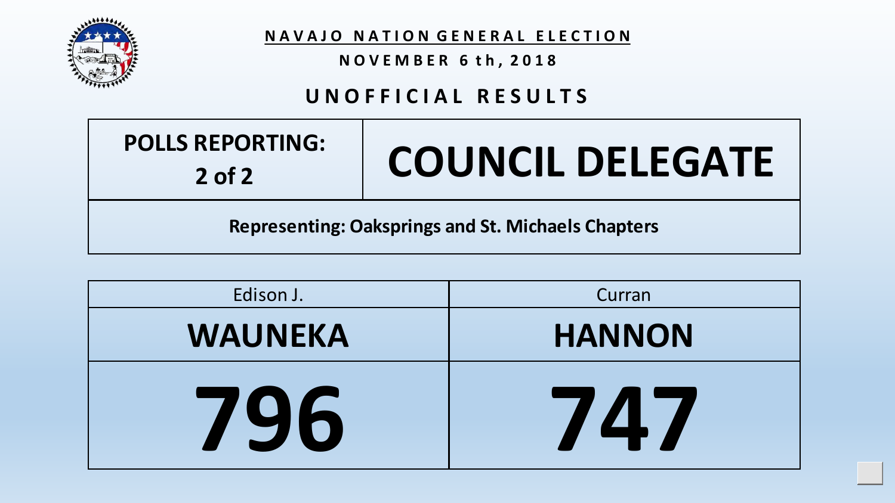**NAVAJO NATION GENERAL ELECTION**

**NOVEMBER 6th, 2018**

## UNOFFICIAL RESULTS

| POLLS REPORTING: 2 of 2 | COUNCIL DELEGATE |
|---|---|
| **Representing: Oaksprings and St. Michaels Chapters** | |

| Edison J. **WAUNEKA** | Curran **HANNON** |
|---|---|
| **796** | **747** |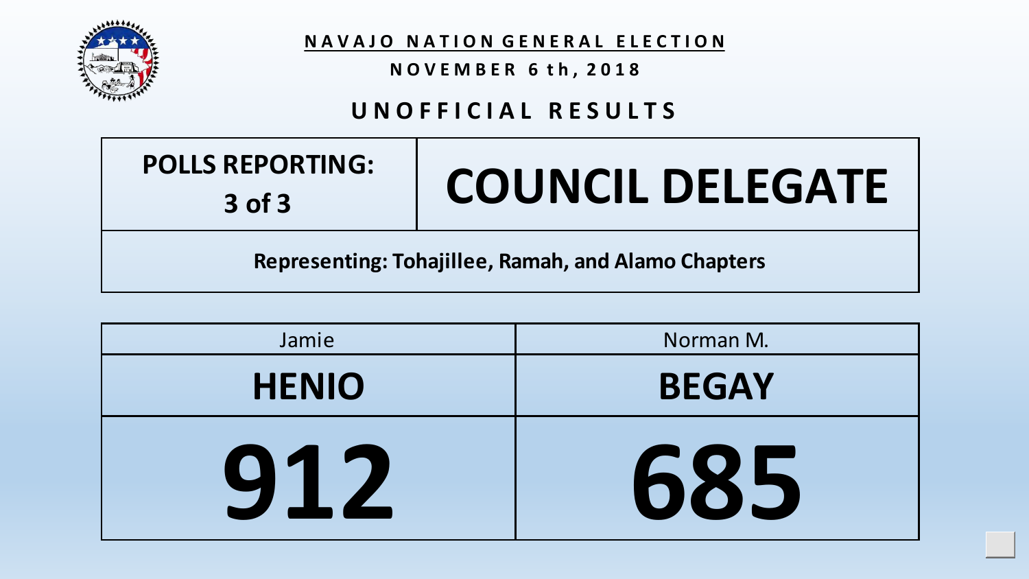**NAVAJO NATION GENERAL ELECTION**

**NOVEMBER 6th, 2018**

## UNOFFICIAL RESULTS

| POLLS REPORTING: 3 of 3 | COUNCIL DELEGATE |
|---|---|
| Representing: Tohajillee, Ramah, and Alamo Chapters | |

| Jamie | Norman M. |
|---|---|
| **HENIO** | **BEGAY** |
| **912** | **685** |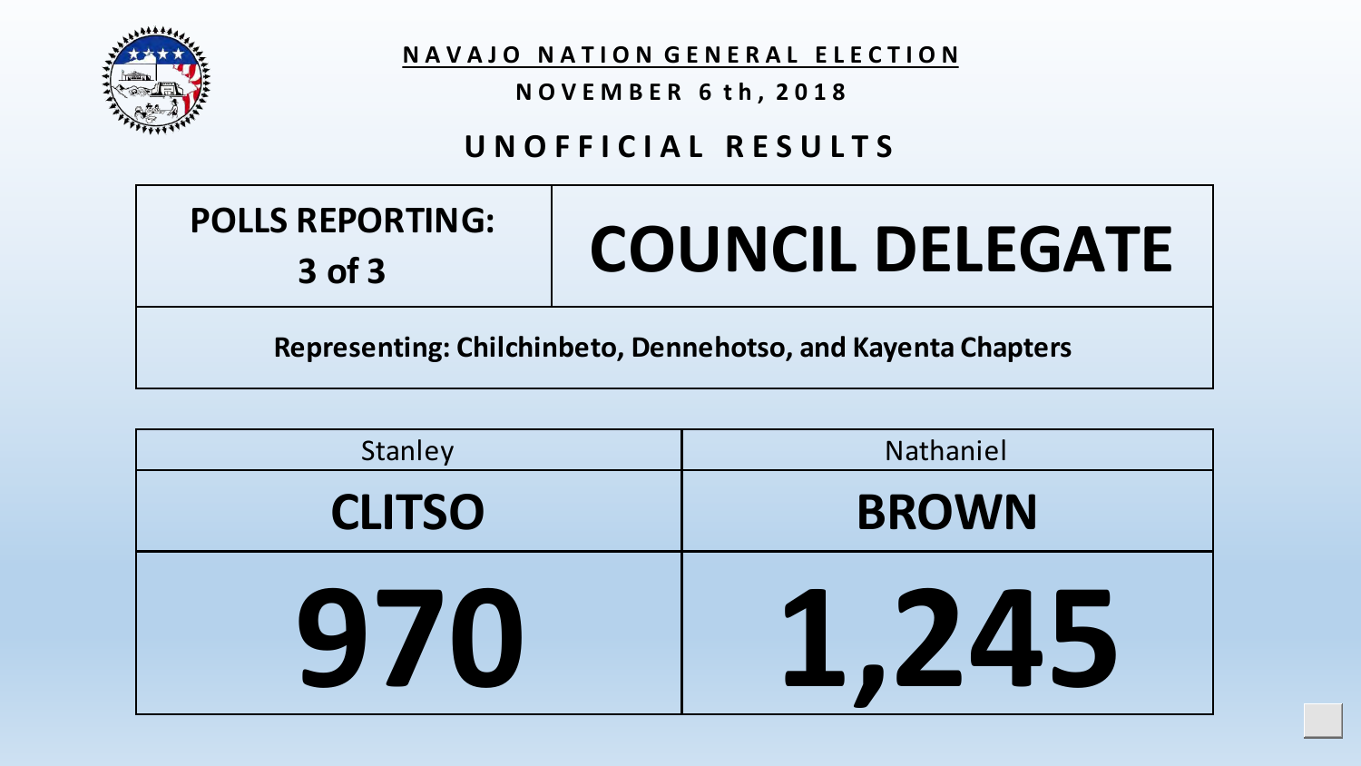**NAVAJO NATION GENERAL ELECTION**

**NOVEMBER 6th, 2018**

## UNOFFICIAL RESULTS

| POLLS REPORTING: 3 of 3 | COUNCIL DELEGATE |
| --- | --- |

**Representing: Chilchinbeto, Dennehotso, and Kayenta Chapters**

| Stanley | Nathaniel |
| --- | --- |
| **CLITSO** | **BROWN** |
| **970** | **1,245** |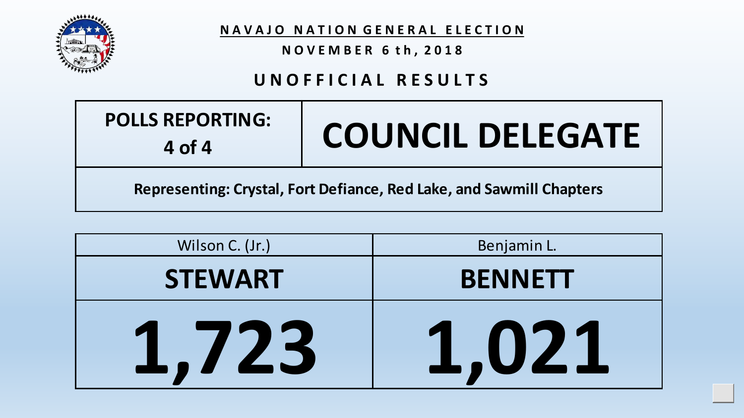**NAVAJO NATION GENERAL ELECTION**

**NOVEMBER 6th, 2018**

## UNOFFICIAL RESULTS

| POLLS REPORTING: 4 of 4 | COUNCIL DELEGATE |
|---|---|
| Representing: Crystal, Fort Defiance, Red Lake, and Sawmill Chapters | |

| Wilson C. (Jr.) STEWART | Benjamin L. BENNETT |
|---|---|
| 1,723 | 1,021 |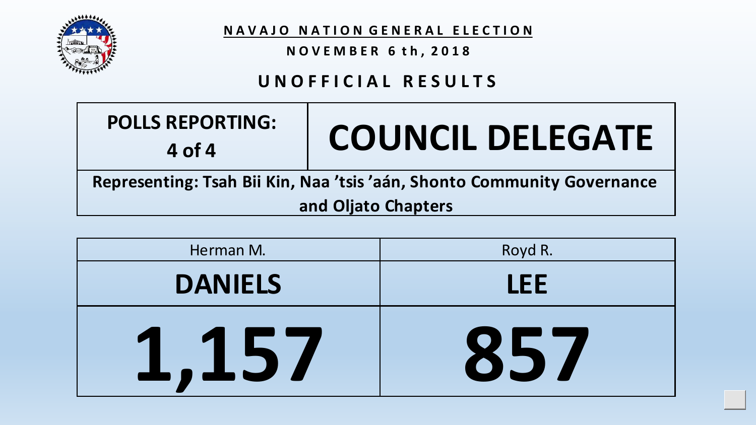# NAVAJO NATION GENERAL ELECTION

**NOVEMBER 6th, 2018**

## UNOFFICIAL RESULTS

| POLLS REPORTING: 4 of 4 | COUNCIL DELEGATE |
|---|---|

**Representing: Tsah Bii Kin, Naa ’tsis ’aán, Shonto Community Governance and Oljato Chapters**

| Herman M. | Royd R. |
|---|---|
| **DANIELS** | **LEE** |
| **1,157** | **857** |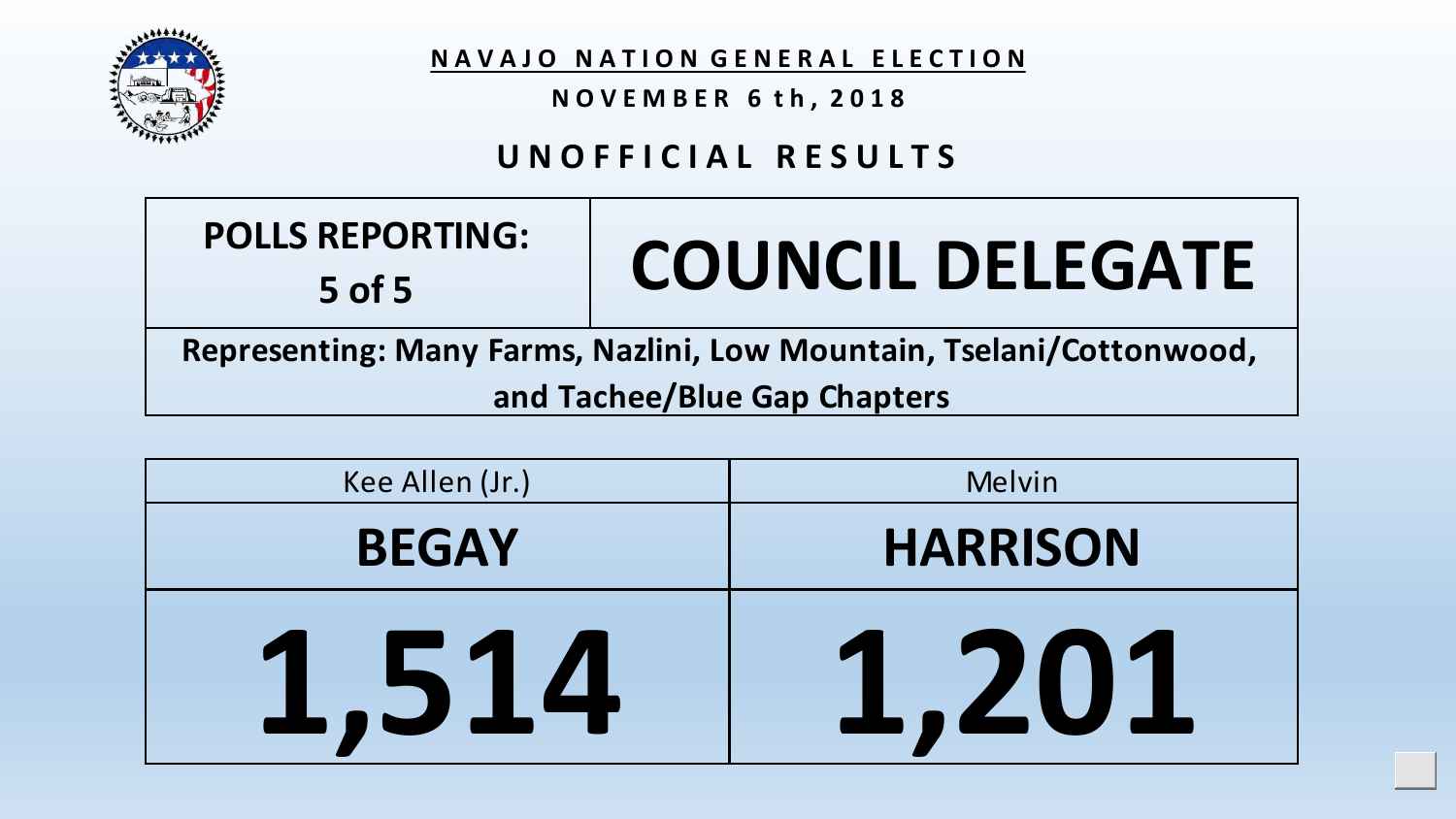# NAVAJO NATION GENERAL ELECTION

**NOVEMBER 6th, 2018**

## UNOFFICIAL RESULTS

| POLLS REPORTING: 5 of 5 | COUNCIL DELEGATE |
|---|---|

**Representing: Many Farms, Nazlini, Low Mountain, Tselani/Cottonwood, and Tachee/Blue Gap Chapters**

| Kee Allen (Jr.) | Melvin |
|---|---|
| **BEGAY** | **HARRISON** |
| **1,514** | **1,201** |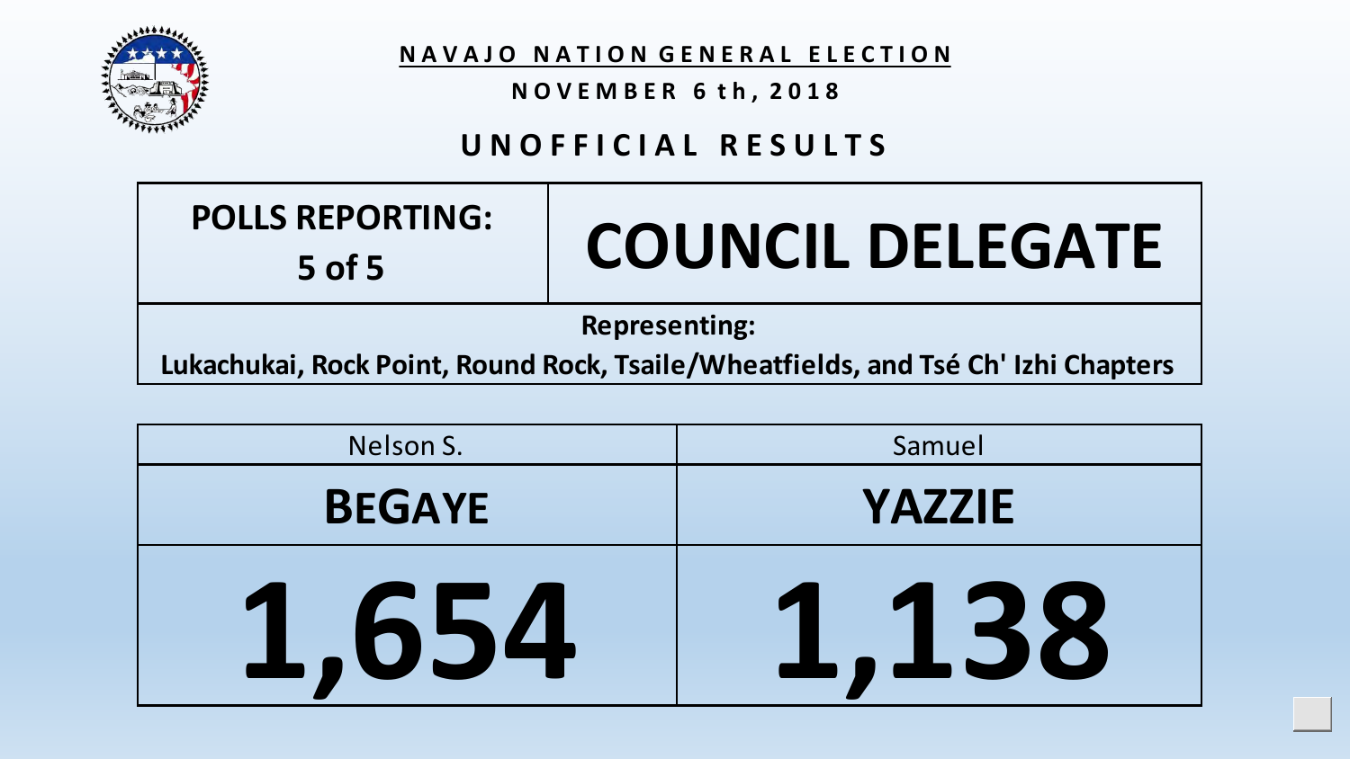# NAVAJO NATION GENERAL ELECTION

**NOVEMBER 6th, 2018**

## UNOFFICIAL RESULTS

| POLLS REPORTING: 5 of 5 | COUNCIL DELEGATE |
|---|---|

**Representing:**
**Lukachukai, Rock Point, Round Rock, Tsaile/Wheatfields, and Tsé Ch' Izhi Chapters**

| Nelson S. **BEGAYE** | Samuel **YAZZIE** |
|---|---|
| **1,654** | **1,138** |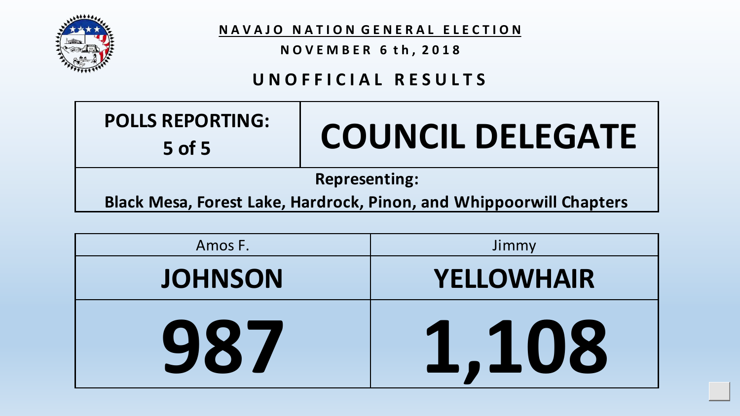**NAVAJO NATION GENERAL ELECTION**

**NOVEMBER 6th, 2018**

## UNOFFICIAL RESULTS

| POLLS REPORTING: 5 of 5 | COUNCIL DELEGATE |
|---|---|
| Representing: Black Mesa, Forest Lake, Hardrock, Pinon, and Whippoorwill Chapters | |

| Amos F. **JOHNSON** | Jimmy **YELLOWHAIR** |
|---|---|
| **987** | **1,108** |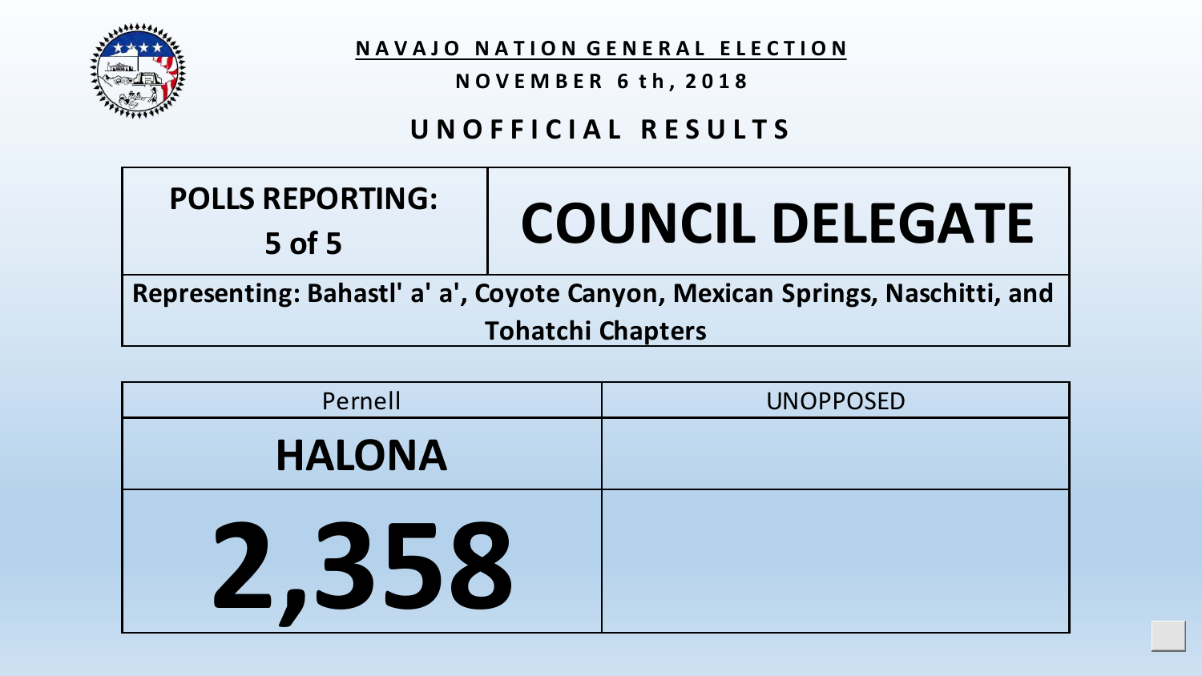**NAVAJO NATION GENERAL ELECTION**

**NOVEMBER 6th, 2018**

## UNOFFICIAL RESULTS

| POLLS REPORTING: 5 of 5 | COUNCIL DELEGATE |
|---|---|

**Representing: Bahastl' a' a', Coyote Canyon, Mexican Springs, Naschitti, and Tohatchi Chapters**

| Pernell | UNOPPOSED |
|---|---|
| **HALONA** | |
| **2,358** | |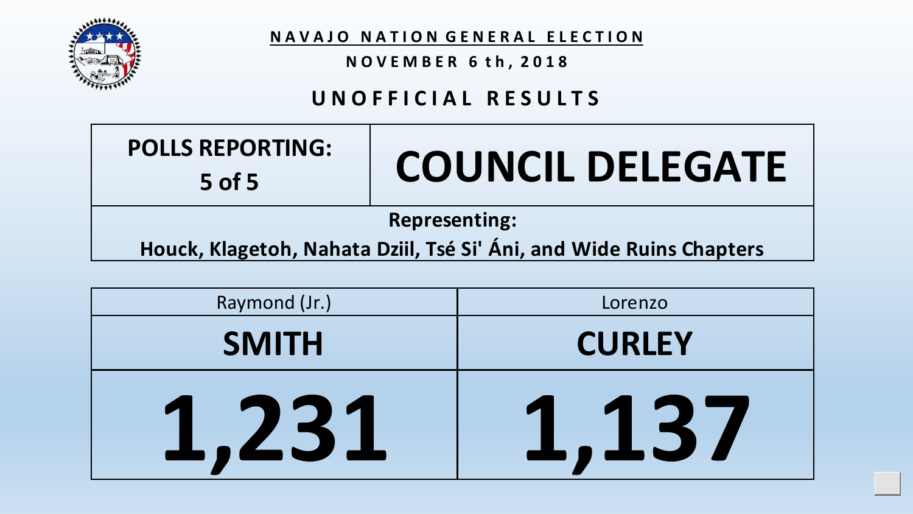# NAVAJO NATION GENERAL ELECTION

**NOVEMBER 6th, 2018**

## UNOFFICIAL RESULTS

| POLLS REPORTING: 5 of 5 | COUNCIL DELEGATE |
|---|---|

**Representing:**
**Houck, Klagetoh, Nahata Dziil, Tsé Si' Áni, and Wide Ruins Chapters**

| Raymond (Jr.) | Lorenzo |
|---|---|
| **SMITH** | **CURLEY** |
| **1,231** | **1,137** |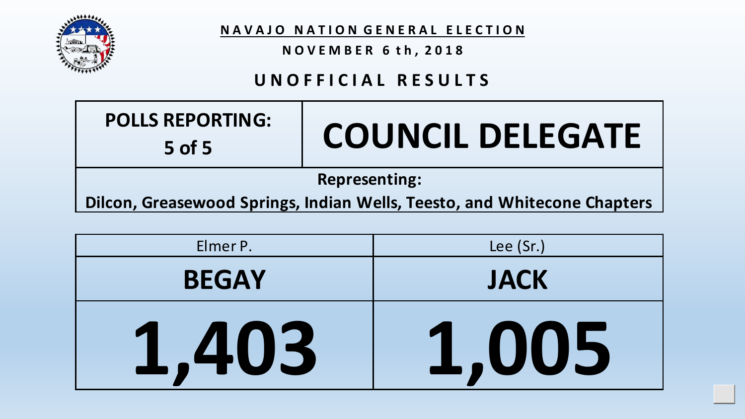**NAVAJO NATION GENERAL ELECTION**

**NOVEMBER 6th, 2018**

## UNOFFICIAL RESULTS

| POLLS REPORTING: 5 of 5 | COUNCIL DELEGATE |
| --- | --- |
| Representing: Dilcon, Greasewood Springs, Indian Wells, Teesto, and Whitecone Chapters | |

| Elmer P. | Lee (Sr.) |
| --- | --- |
| **BEGAY** | **JACK** |
| **1,403** | **1,005** |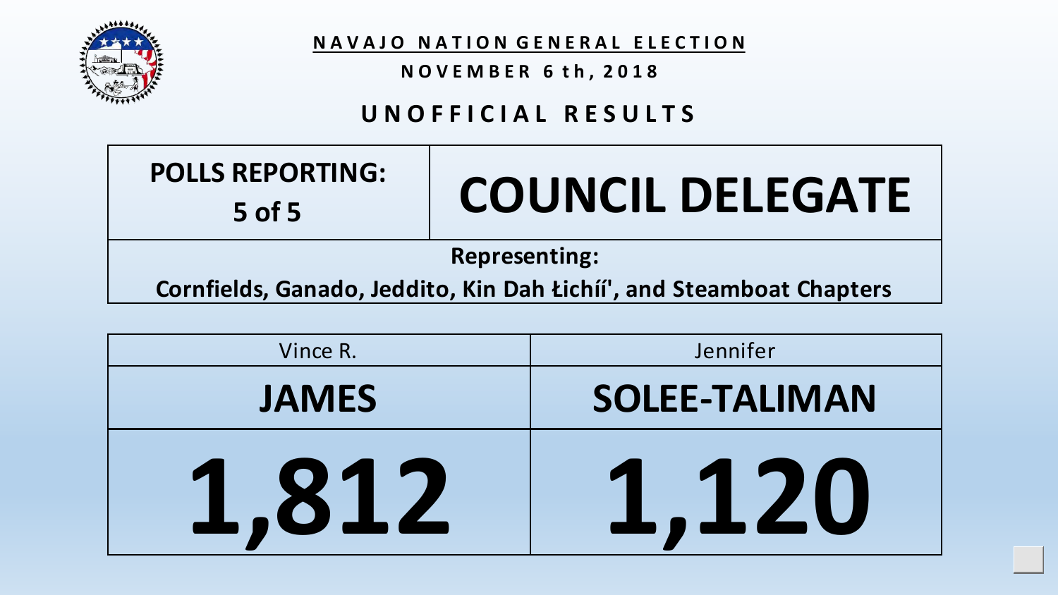# NAVAJO NATION GENERAL ELECTION

## NOVEMBER 6th, 2018

## UNOFFICIAL RESULTS

| POLLS REPORTING: 5 of 5 | COUNCIL DELEGATE |
| --- | --- |

**Representing:**
**Cornfields, Ganado, Jeddito, Kin Dah Łichíí', and Steamboat Chapters**

| Vince R. **JAMES** | Jennifer **SOLEE-TALIMAN** |
| --- | --- |
| **1,812** | **1,120** |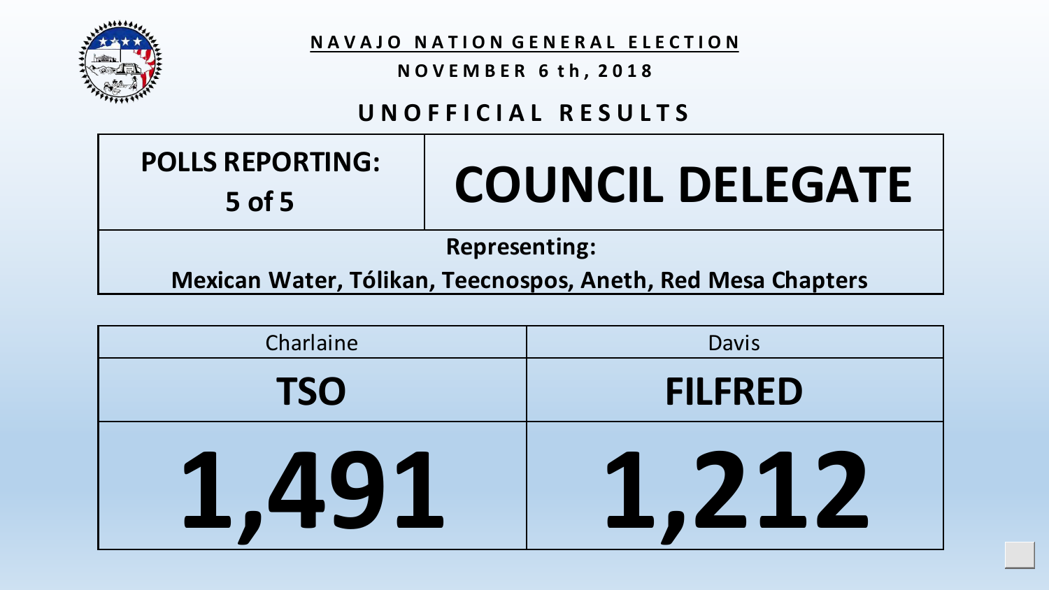# NAVAJO NATION GENERAL ELECTION

**NOVEMBER 6th, 2018**

## UNOFFICIAL RESULTS

| POLLS REPORTING: 5 of 5 | COUNCIL DELEGATE |
| --- | --- |
| **Representing:** Mexican Water, Tólikan, Teecnospos, Aneth, Red Mesa Chapters | |

| Charlaine **TSO** | Davis **FILFRED** |
| --- | --- |
| **1,491** | **1,212** |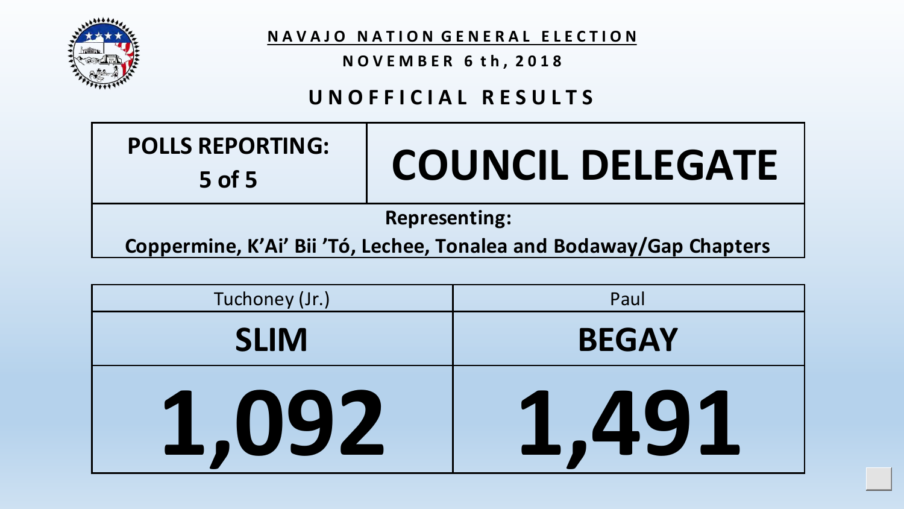# NAVAJO NATION GENERAL ELECTION

**NOVEMBER 6th, 2018**

## UNOFFICIAL RESULTS

| POLLS REPORTING: 5 of 5 | COUNCIL DELEGATE |
|---|---|

**Representing:**

**Coppermine, K'Ai' Bii 'Tó, Lechee, Tonalea and Bodaway/Gap Chapters**

| Tuchoney (Jr.) **SLIM** | Paul **BEGAY** |
|---|---|
| **1,092** | **1,491** |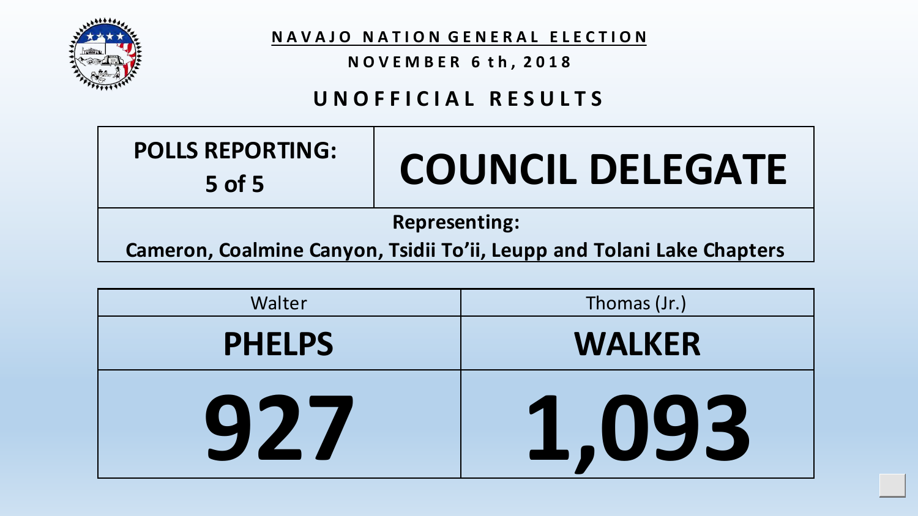# NAVAJO NATION GENERAL ELECTION

**NOVEMBER 6th, 2018**

## UNOFFICIAL RESULTS

| POLLS REPORTING: 5 of 5 | COUNCIL DELEGATE |
|---|---|
| **Representing:** Cameron, Coalmine Canyon, Tsidii To'ii, Leupp and Tolani Lake Chapters | |

| Walter PHELPS | Thomas (Jr.) WALKER |
|---|---|
| 927 | 1,093 |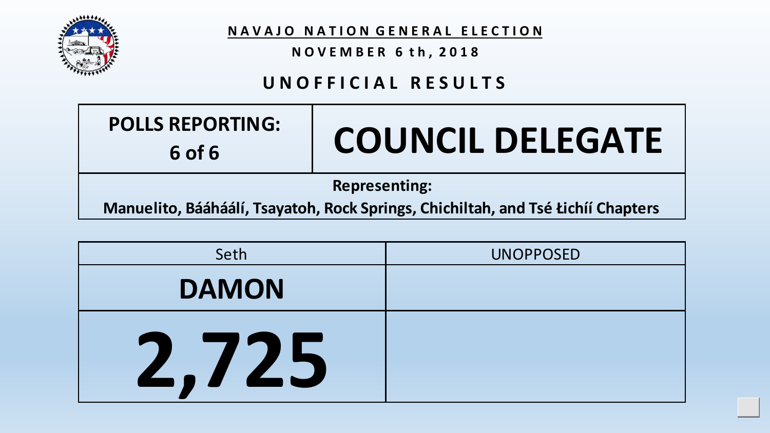**NAVAJO NATION GENERAL ELECTION**

**NOVEMBER 6th, 2018**

## UNOFFICIAL RESULTS

| POLLS REPORTING: 6 of 6 | COUNCIL DELEGATE |
|---|---|
| **Representing:** Manuelito, Bááháálí, Tsayatoh, Rock Springs, Chichiltah, and Tsé Łichíí Chapters | |

| Seth | UNOPPOSED |
|---|---|
| **DAMON** | |
| **2,725** | |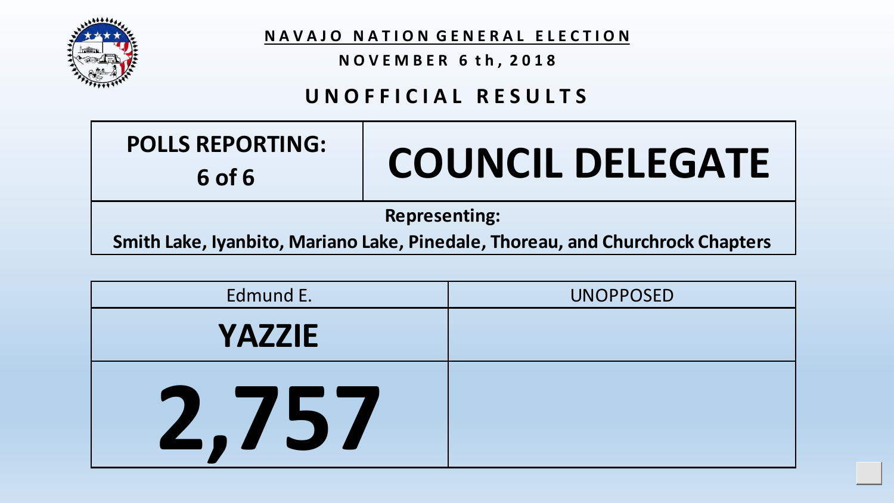# NAVAJO NATION GENERAL ELECTION

**NOVEMBER 6th, 2018**

## UNOFFICIAL RESULTS

| POLLS REPORTING: 6 of 6 | COUNCIL DELEGATE |
| --- | --- |

**Representing:**
**Smith Lake, Iyanbito, Mariano Lake, Pinedale, Thoreau, and Churchrock Chapters**

| Edmund E. | UNOPPOSED |
| --- | --- |
| **YAZZIE** | |
| **2,757** | |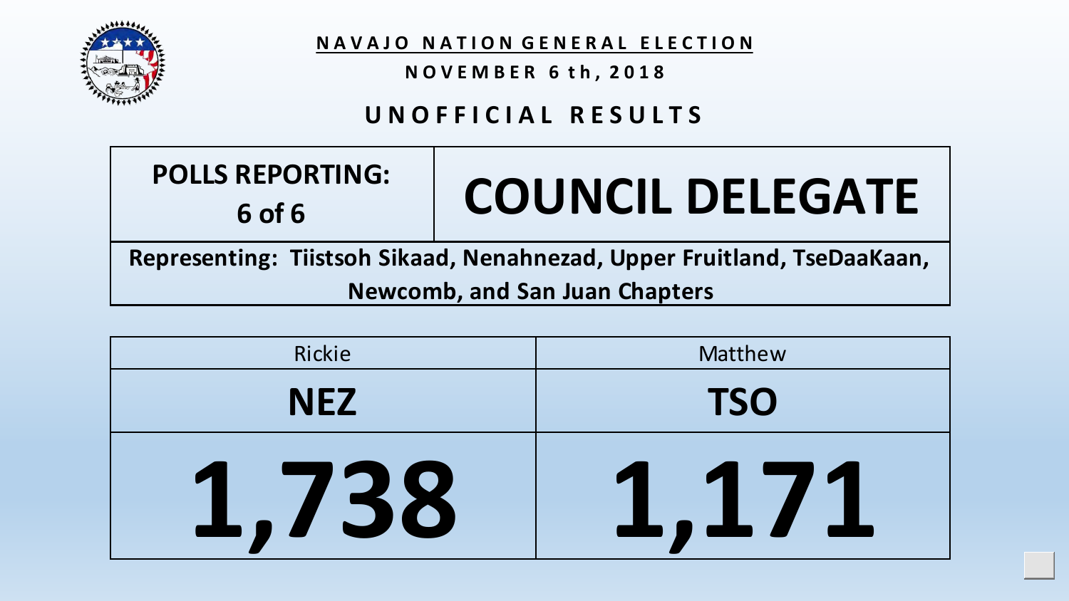# NAVAJO NATION GENERAL ELECTION

**NOVEMBER 6th, 2018**

## UNOFFICIAL RESULTS

| POLLS REPORTING: 6 of 6 | COUNCIL DELEGATE |
|---|---|

**Representing: Tiistsoh Sikaad, Nenahnezad, Upper Fruitland, TseDaaKaan, Newcomb, and San Juan Chapters**

| Rickie | Matthew |
|---|---|
| **NEZ** | **TSO** |
| **1,738** | **1,171** |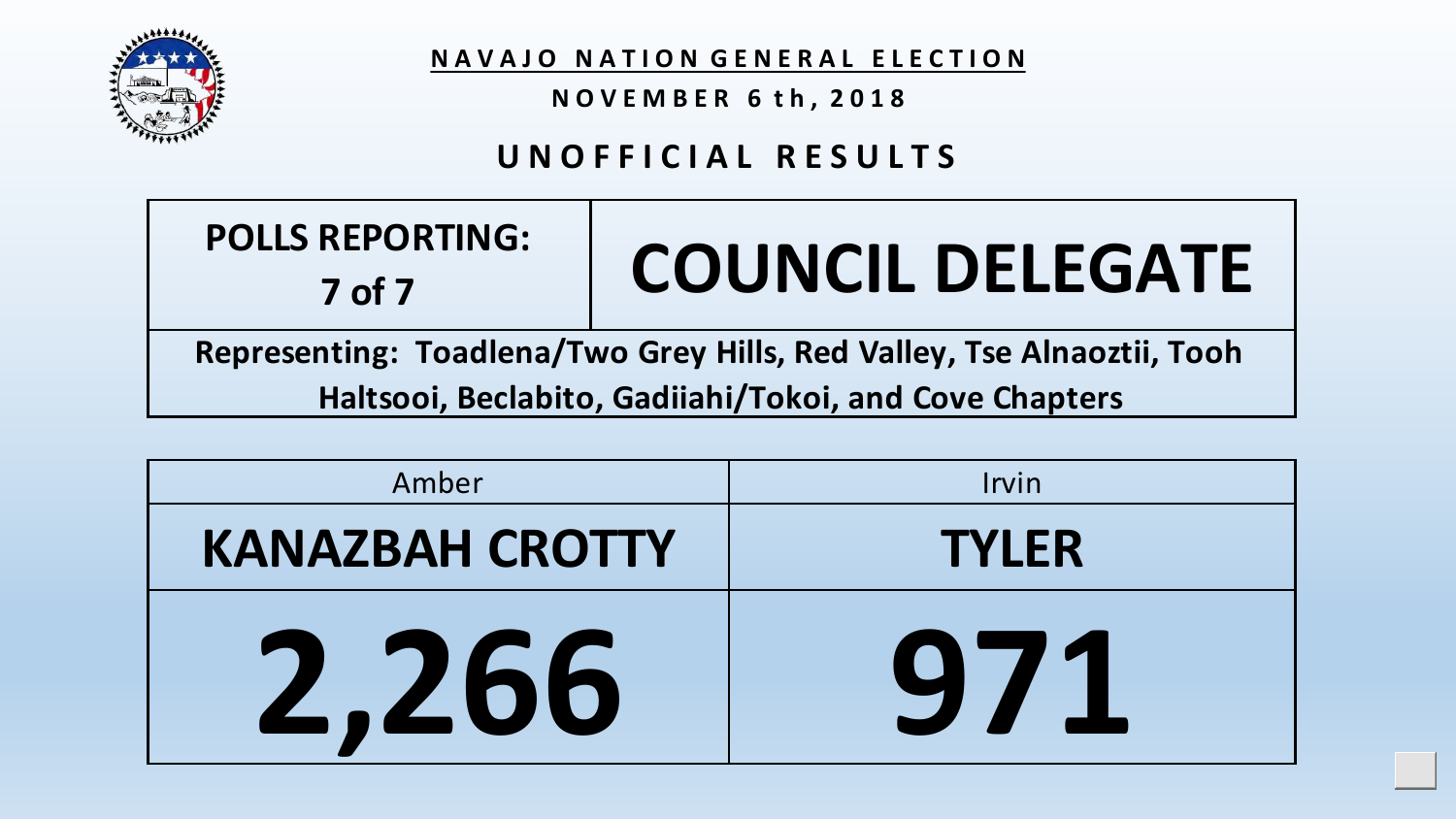**NAVAJO NATION GENERAL ELECTION**

**NOVEMBER 6th, 2018**

## UNOFFICIAL RESULTS

| POLLS REPORTING: 7 of 7 | COUNCIL DELEGATE |
|---|---|

**Representing: Toadlena/Two Grey Hills, Red Valley, Tse Alnaoztii, Tooh Haltsooi, Beclabito, Gadiiahi/Tokoi, and Cove Chapters**

| Amber KANAZBAH CROTTY | Irvin TYLER |
|---|---|
| 2,266 | 971 |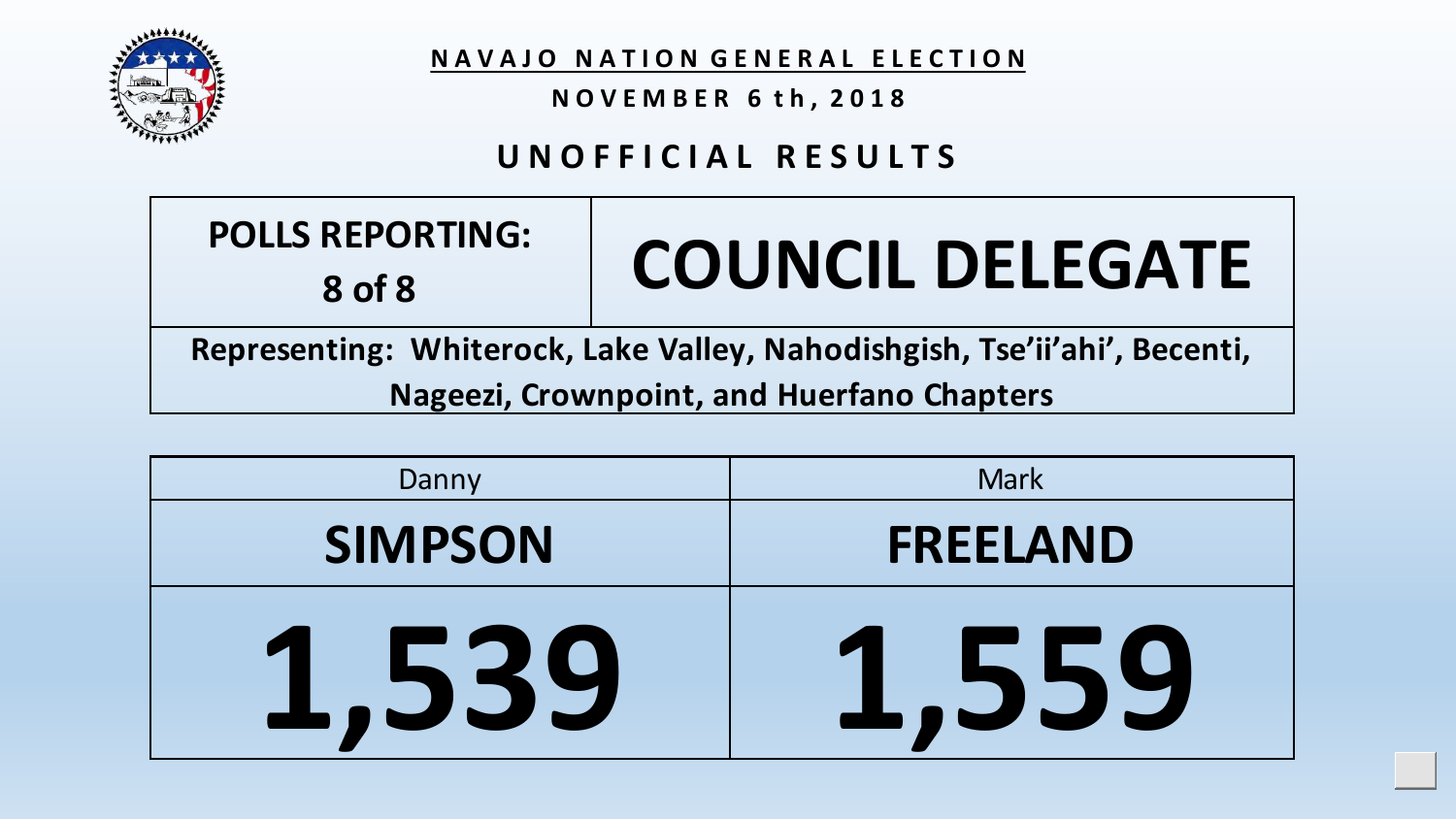**NAVAJO NATION GENERAL ELECTION**

**NOVEMBER 6th, 2018**

## UNOFFICIAL RESULTS

| POLLS REPORTING: 8 of 8 | COUNCIL DELEGATE |
|---|---|
| Representing: Whiterock, Lake Valley, Nahodishgish, Tse'ii'ahi', Becenti, Nageezi, Crownpoint, and Huerfano Chapters | |

| Danny | Mark |
|---|---|
| **SIMPSON** | **FREELAND** |
| **1,539** | **1,559** |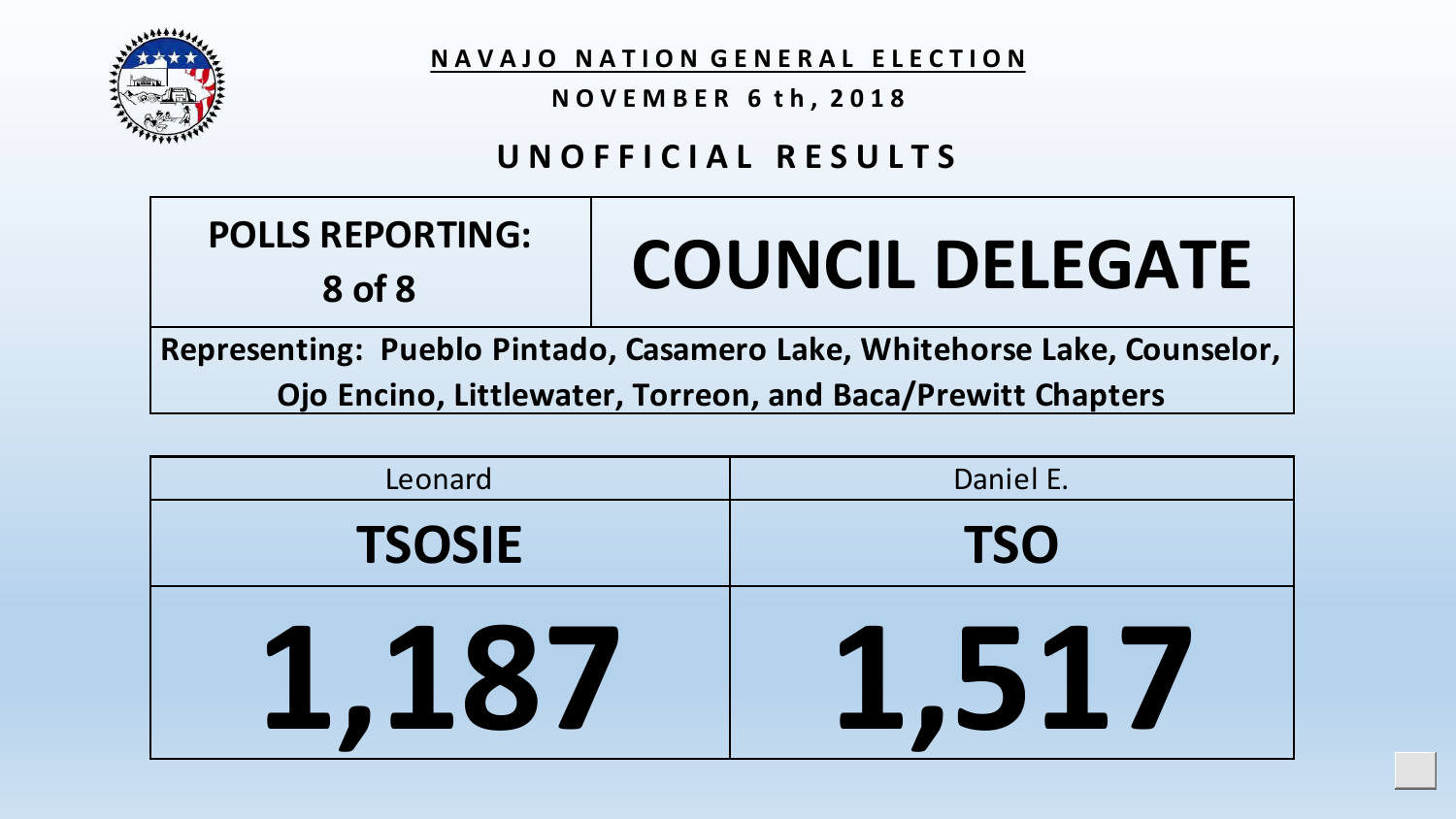**NAVAJO NATION GENERAL ELECTION**

**NOVEMBER 6th, 2018**

## UNOFFICIAL RESULTS

| POLLS REPORTING: 8 of 8 | COUNCIL DELEGATE |
|---|---|

**Representing: Pueblo Pintado, Casamero Lake, Whitehorse Lake, Counselor, Ojo Encino, Littlewater, Torreon, and Baca/Prewitt Chapters**

| Leonard | Daniel E. |
|---|---|
| **TSOSIE** | **TSO** |
| **1,187** | **1,517** |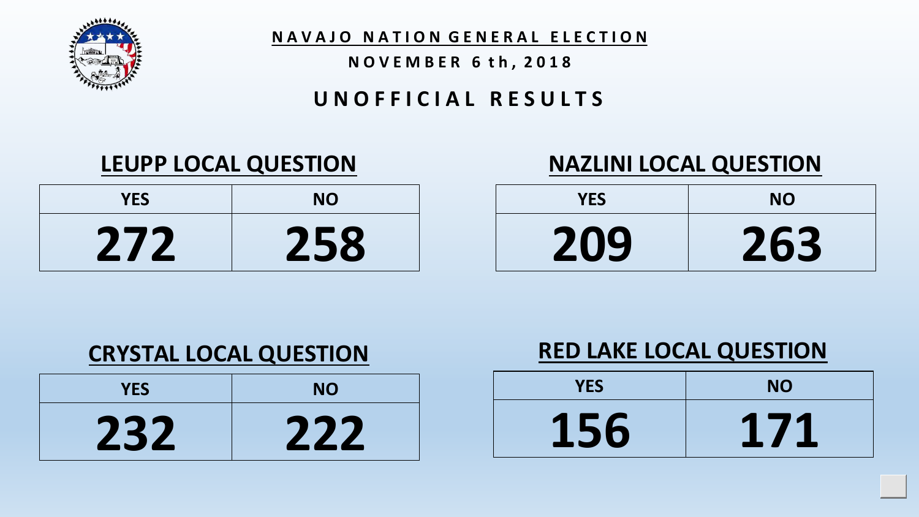# NAVAJO NATION GENERAL ELECTION

**NOVEMBER 6th, 2018**

## UNOFFICIAL RESULTS

### LEUPP LOCAL QUESTION

| YES | NO |
| --- | --- |
| 272 | 258 |

### NAZLINI LOCAL QUESTION

| YES | NO |
| --- | --- |
| 209 | 263 |

### CRYSTAL LOCAL QUESTION

| YES | NO |
| --- | --- |
| 232 | 222 |

### RED LAKE LOCAL QUESTION

| YES | NO |
| --- | --- |
| 156 | 171 |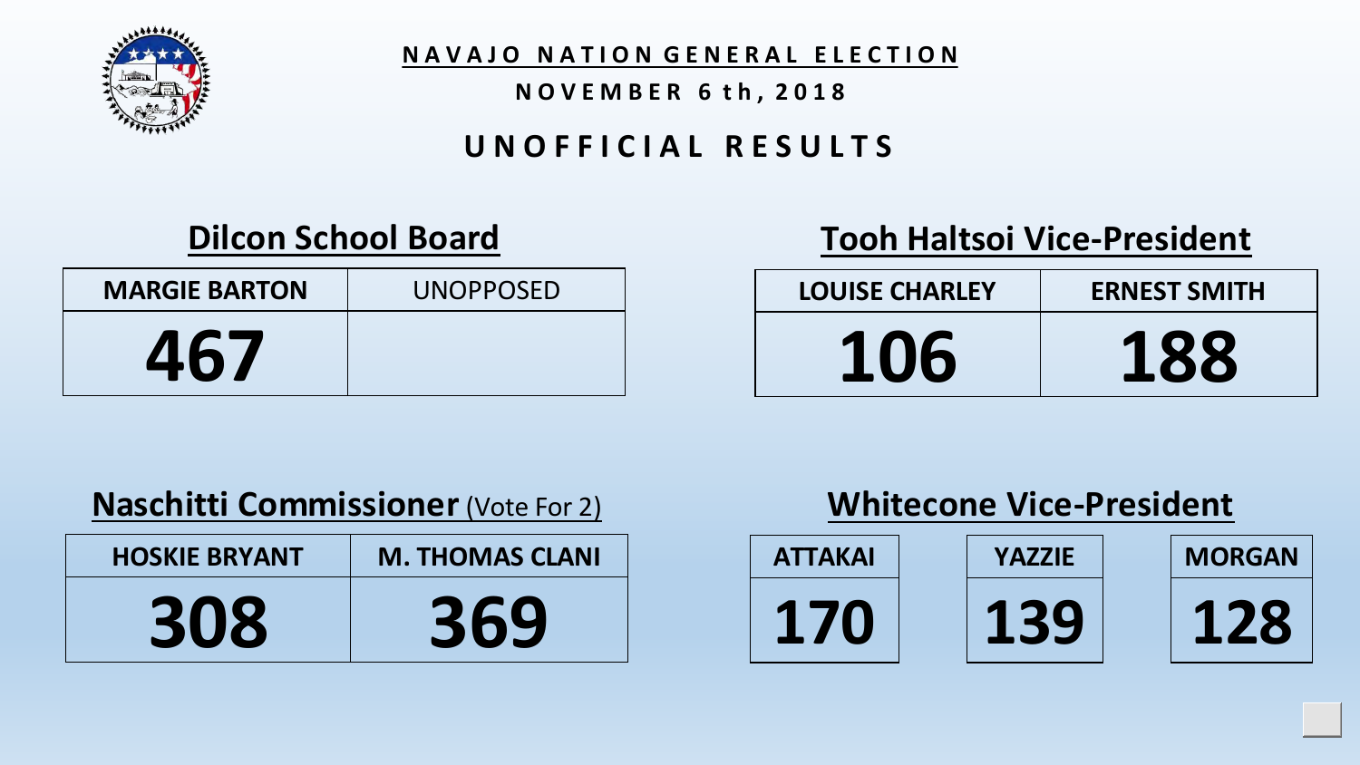# NAVAJO NATION GENERAL ELECTION

**NOVEMBER 6th, 2018**

## UNOFFICIAL RESULTS

### Dilcon School Board

| MARGIE BARTON | UNOPPOSED |
| --- | --- |
| 467 | |

### Tooh Haltsoi Vice-President

| LOUISE CHARLEY | ERNEST SMITH |
| --- | --- |
| 106 | 188 |

### Naschitti Commissioner (Vote For 2)

| HOSKIE BRYANT | M. THOMAS CLANI |
| --- | --- |
| 308 | 369 |

### Whitecone Vice-President

| ATTAKAI | YAZZIE | MORGAN |
| --- | --- | --- |
| 170 | 139 | 128 |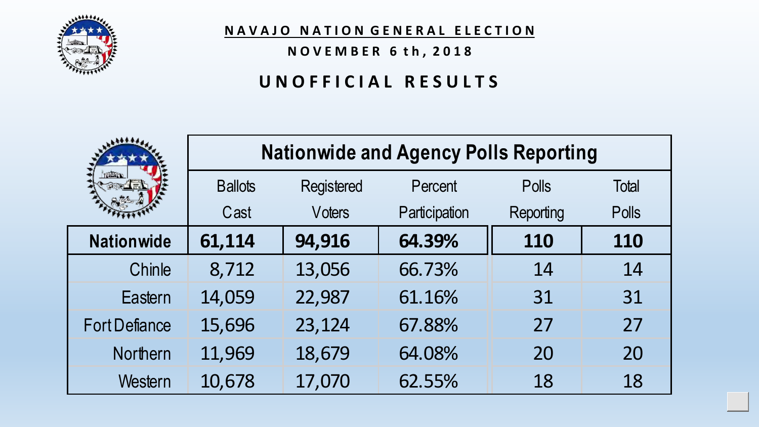**NAVAJO NATION GENERAL ELECTION**

**NOVEMBER 6th, 2018**

## UNOFFICIAL RESULTS

| | Nationwide and Agency Polls Reporting | | | | |
|---|---|---|---|---|---|
| | Ballots Cast | Registered Voters | Percent Participation | Polls Reporting | Total Polls |
| **Nationwide** | **61,114** | **94,916** | **64.39%** | **110** | **110** |
| Chinle | 8,712 | 13,056 | 66.73% | 14 | 14 |
| Eastern | 14,059 | 22,987 | 61.16% | 31 | 31 |
| Fort Defiance | 15,696 | 23,124 | 67.88% | 27 | 27 |
| Northern | 11,969 | 18,679 | 64.08% | 20 | 20 |
| Western | 10,678 | 17,070 | 62.55% | 18 | 18 |